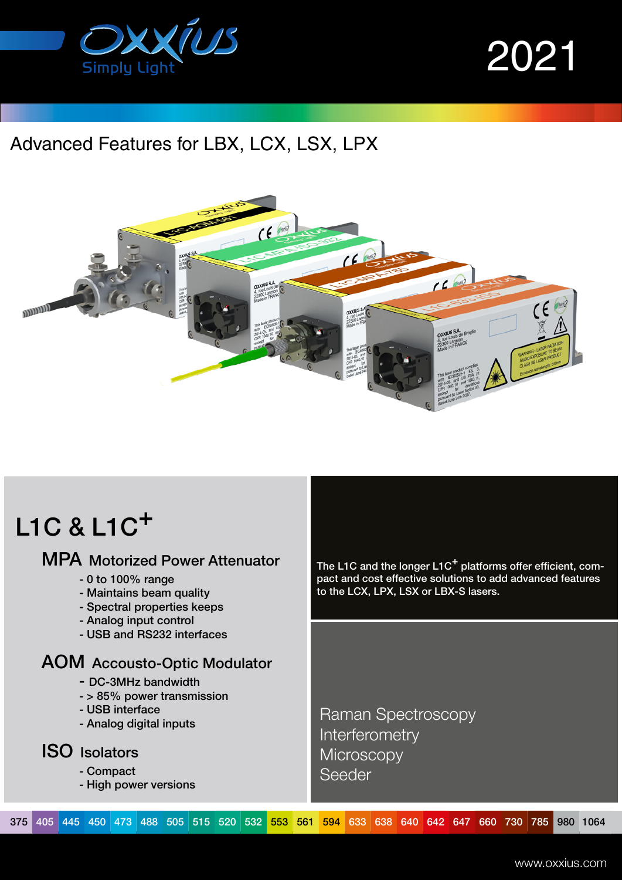# Oxxius Simply Light

2021

## Advanced Features for LBX, LCX, LSX, LPX

## L1C & L1C+

### MPA Motorized Power Attenuator

- 0 to 100% range
- Maintains beam quality
- Spectral properties keeps
- Analog input control
- USB and RS232 interfaces

### AOM Accousto-Optic Modulator

- DC-3MHz bandwidth
- > 85% power transmission
- USB interface
- Analog digital inputs

### ISO Isolators

- Compact
- High power versions

The L1C and the longer L1C+ platforms offer efficient, compact and cost effective solutions to add advanced features to the LCX, LPX, LSX or LBX-S lasers.

Raman Spectroscopy
Interferometry
Microscopy
Seeder

375 | 405 | 445 | 450 | 473 | 488 | 505 | 515 | 520 | 532 | 553 | 561 | 594 | 633 | 638 | 640 | 642 | 647 | 660 | 730 | 785 | 980 | 1064

www.oxxius.com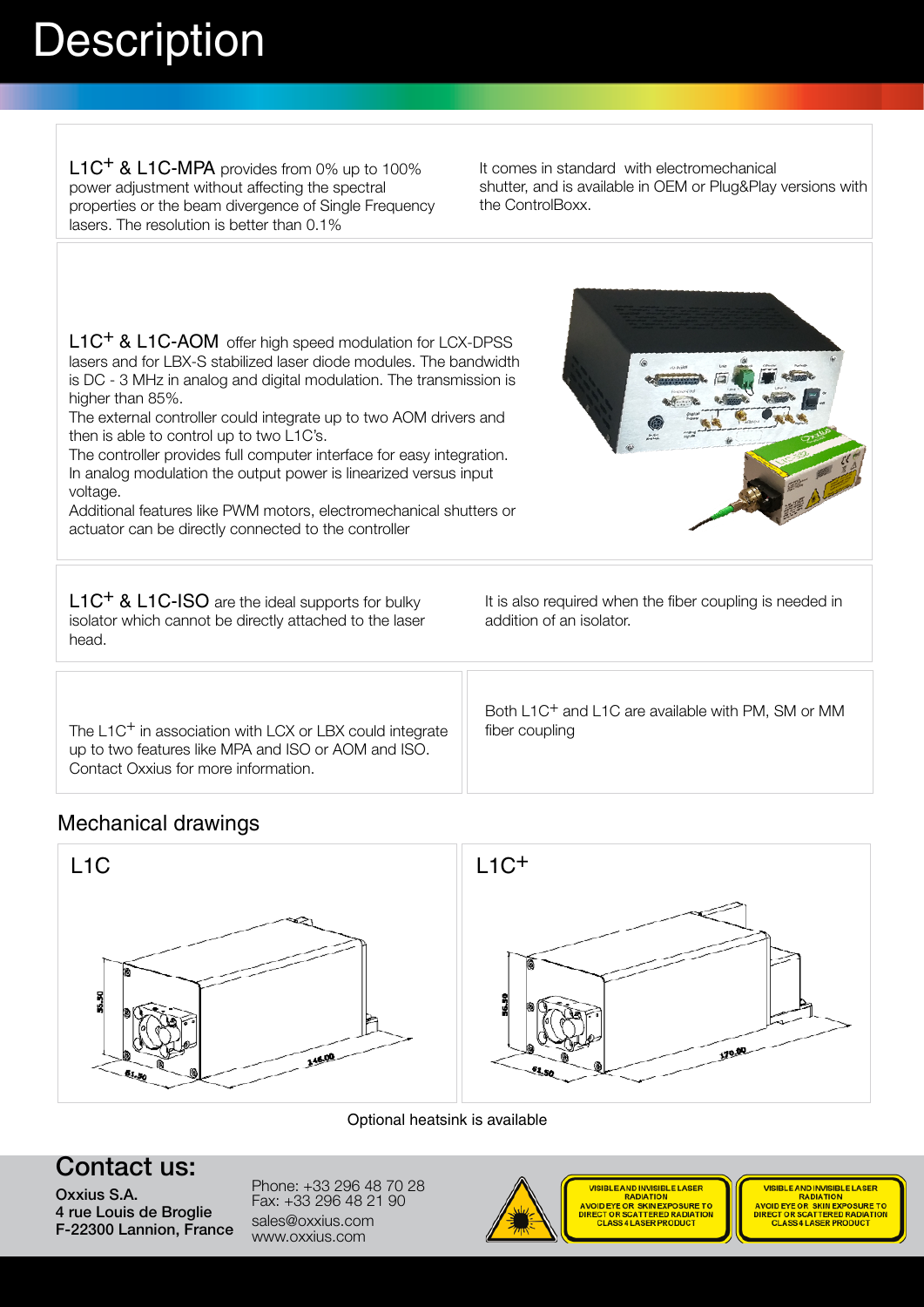# Description

L1C+ & L1C-MPA provides from 0% up to 100% power adjustment without affecting the spectral properties or the beam divergence of Single Frequency lasers. The resolution is better than 0.1%

It comes in standard with electromechanical shutter, and is available in OEM or Plug&Play versions with the ControlBoxx.

L1C+ & L1C-AOM offer high speed modulation for LCX-DPSS lasers and for LBX-S stabilized laser diode modules. The bandwidth is DC - 3 MHz in analog and digital modulation. The transmission is higher than 85%.
The external controller could integrate up to two AOM drivers and then is able to control up to two L1C's.
The controller provides full computer interface for easy integration.
In analog modulation the output power is linearized versus input voltage.
Additional features like PWM motors, electromechanical shutters or actuator can be directly connected to the controller

L1C+ & L1C-ISO are the ideal supports for bulky isolator which cannot be directly attached to the laser head.

It is also required when the fiber coupling is needed in addition of an isolator.

The L1C+ in association with LCX or LBX could integrate up to two features like MPA and ISO or AOM and ISO. Contact Oxxius for more information.

Both L1C+ and L1C are available with PM, SM or MM fiber coupling

## Mechanical drawings

L1C

55.50
61.50
146.00

L1C+

56.50
61.50
170.00

Optional heatsink is available

## Contact us:

**Oxxius S.A.**
**4 rue Louis de Broglie**
**F-22300 Lannion, France**

Phone: +33 296 48 70 28
Fax: +33 296 48 21 90
sales@oxxius.com
www.oxxius.com

VISIBLE AND INVISIBLE LASER RADIATION
AVOID EYE OR SKIN EXPOSURE TO DIRECT OR SCATTERED RADIATION
CLASS 4 LASER PRODUCT

VISIBLE AND INVISIBLE LASER RADIATION
AVOID EYE OR SKIN EXPOSURE TO DIRECT OR SCATTERED RADIATION
CLASS 4 LASER PRODUCT